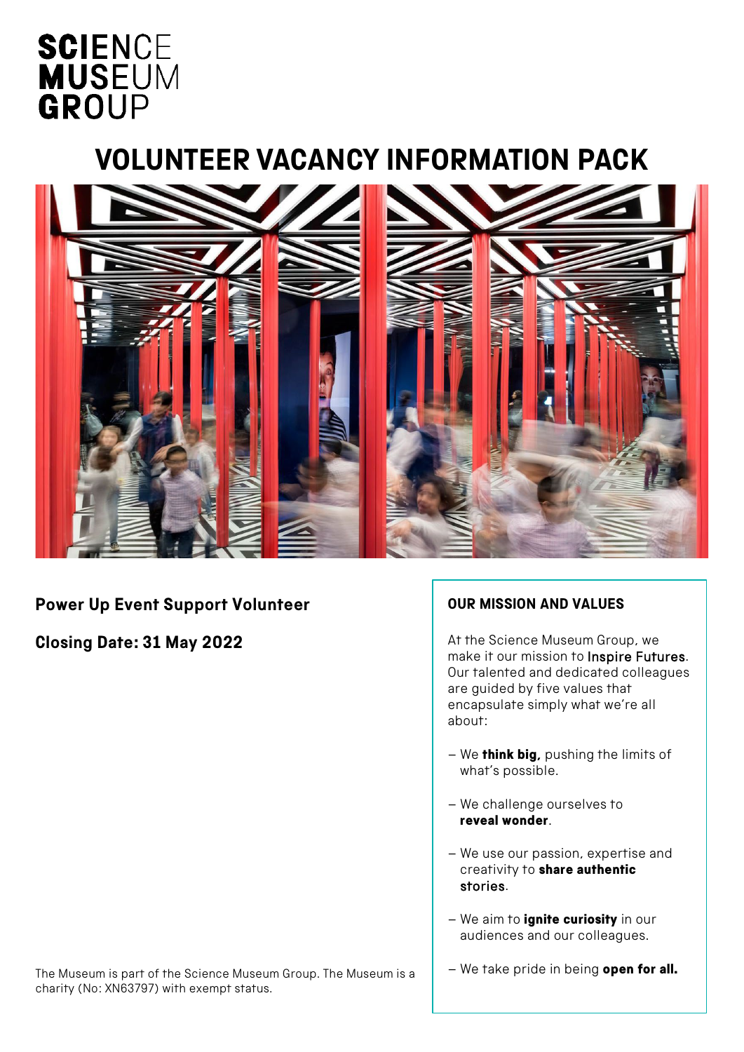SCIENCE MUSEUM GROUP

# VOLUNTEER VACANCY INFORMATION PACK

**Power Up Event Support Volunteer**

**Closing Date: 31 May 2022**

## OUR MISSION AND VALUES

At the Science Museum Group, we make it our mission to Inspire Futures. Our talented and dedicated colleagues are guided by five values that encapsulate simply what we're all about:

- We **think big,** pushing the limits of what's possible.
- We challenge ourselves to **reveal wonder**.
- We use our passion, expertise and creativity to **share authentic stories**.
- We aim to **ignite curiosity** in our audiences and our colleagues.
- We take pride in being **open for all.**

The Museum is part of the Science Museum Group. The Museum is a charity (No: XN63797) with exempt status.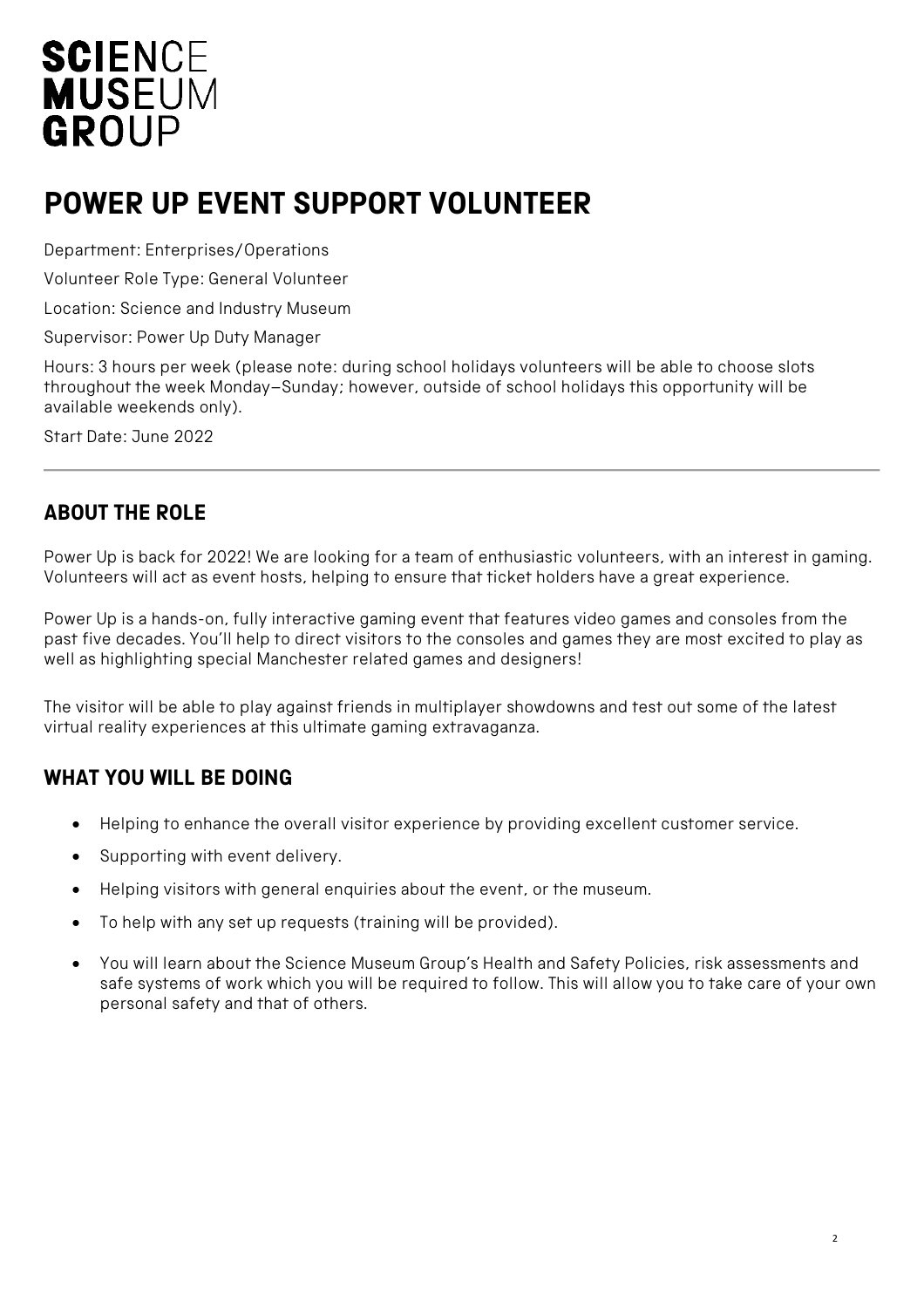SCIENCE
MUSEUM
GROUP

# POWER UP EVENT SUPPORT VOLUNTEER

Department: Enterprises/Operations

Volunteer Role Type: General Volunteer

Location: Science and Industry Museum

Supervisor: Power Up Duty Manager

Hours: 3 hours per week (please note: during school holidays volunteers will be able to choose slots throughout the week Monday–Sunday; however, outside of school holidays this opportunity will be available weekends only).

Start Date: June 2022

---

## ABOUT THE ROLE

Power Up is back for 2022! We are looking for a team of enthusiastic volunteers, with an interest in gaming. Volunteers will act as event hosts, helping to ensure that ticket holders have a great experience.

Power Up is a hands-on, fully interactive gaming event that features video games and consoles from the past five decades. You'll help to direct visitors to the consoles and games they are most excited to play as well as highlighting special Manchester related games and designers!

The visitor will be able to play against friends in multiplayer showdowns and test out some of the latest virtual reality experiences at this ultimate gaming extravaganza.

## WHAT YOU WILL BE DOING

- Helping to enhance the overall visitor experience by providing excellent customer service.
- Supporting with event delivery.
- Helping visitors with general enquiries about the event, or the museum.
- To help with any set up requests (training will be provided).
- You will learn about the Science Museum Group's Health and Safety Policies, risk assessments and safe systems of work which you will be required to follow. This will allow you to take care of your own personal safety and that of others.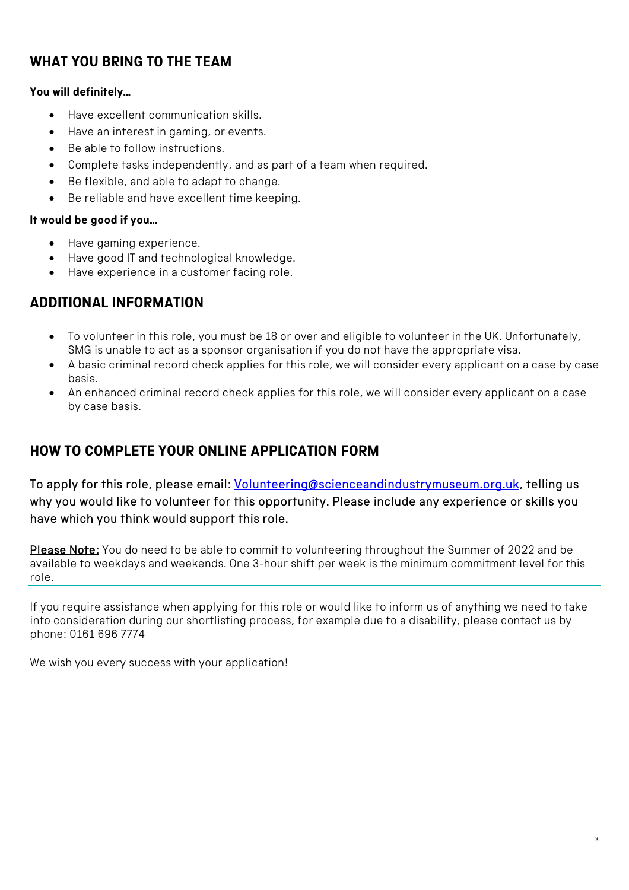## WHAT YOU BRING TO THE TEAM

**You will definitely…**

- Have excellent communication skills.
- Have an interest in gaming, or events.
- Be able to follow instructions.
- Complete tasks independently, and as part of a team when required.
- Be flexible, and able to adapt to change.
- Be reliable and have excellent time keeping.

**It would be good if you…**

- Have gaming experience.
- Have good IT and technological knowledge.
- Have experience in a customer facing role.

## ADDITIONAL INFORMATION

- To volunteer in this role, you must be 18 or over and eligible to volunteer in the UK. Unfortunately, SMG is unable to act as a sponsor organisation if you do not have the appropriate visa.
- A basic criminal record check applies for this role, we will consider every applicant on a case by case basis.
- An enhanced criminal record check applies for this role, we will consider every applicant on a case by case basis.

---

## HOW TO COMPLETE YOUR ONLINE APPLICATION FORM

To apply for this role, please email: Volunteering@scienceandindustrymuseum.org.uk, telling us why you would like to volunteer for this opportunity. Please include any experience or skills you have which you think would support this role.

Please Note: You do need to be able to commit to volunteering throughout the Summer of 2022 and be available to weekdays and weekends. One 3-hour shift per week is the minimum commitment level for this role.

---

If you require assistance when applying for this role or would like to inform us of anything we need to take into consideration during our shortlisting process, for example due to a disability, please contact us by phone: 0161 696 7774

We wish you every success with your application!